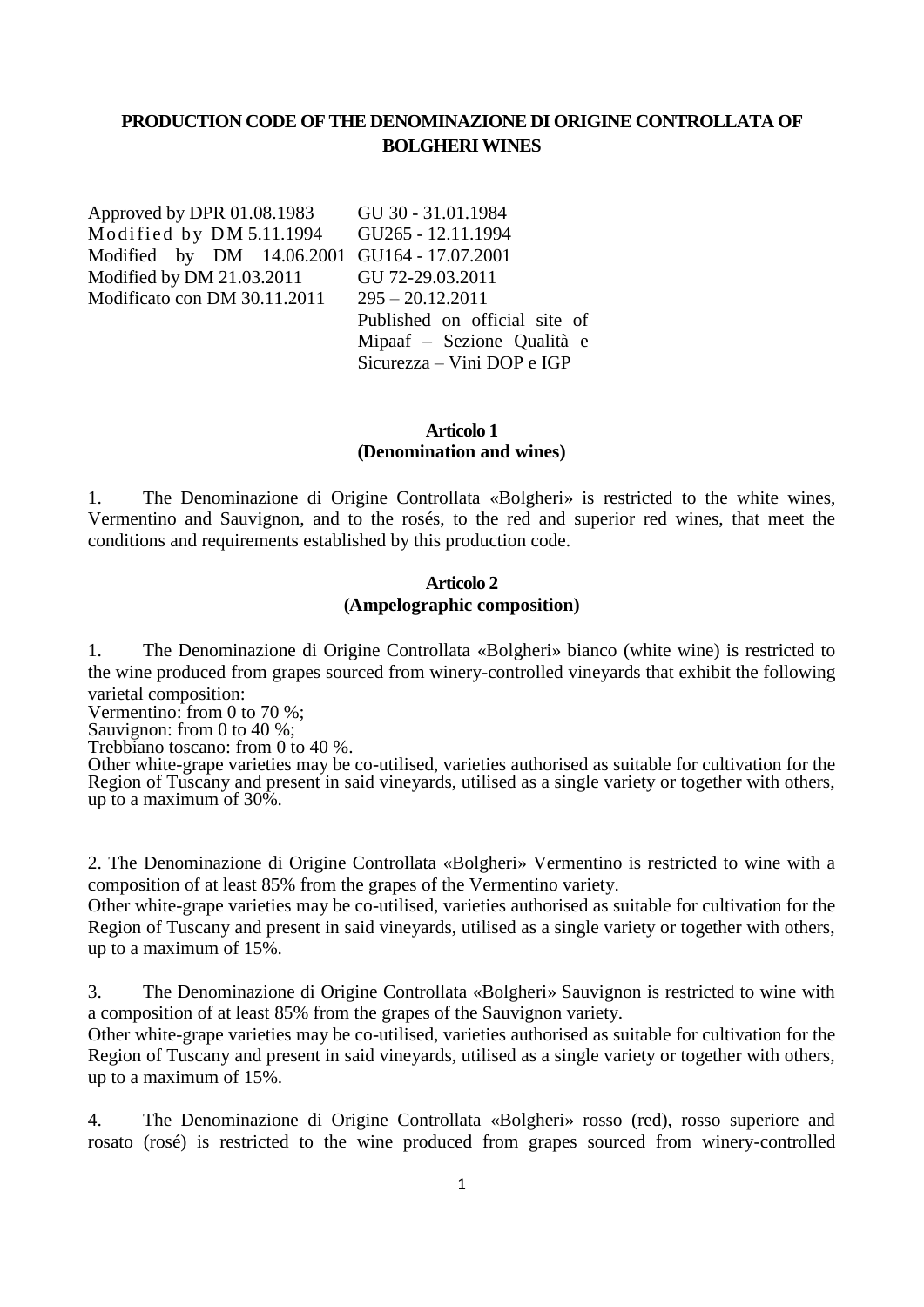# PRODUCTION CODE OF THE DENOMINAZIONE DI ORIGINE CONTROLLATA OF BOLGHERI WINES

| | |
|---|---|
| Approved by DPR 01.08.1983 | GU 30 - 31.01.1984 |
| Modified by DM 5.11.1994 | GU265 - 12.11.1994 |
| Modified by DM 14.06.2001 | GU164 - 17.07.2001 |
| Modified by DM 21.03.2011 | GU 72-29.03.2011 |
| Modificato con DM 30.11.2011 | 295 – 20.12.2011<br>Published on official site of Mipaaf – Sezione Qualità e Sicurezza – Vini DOP e IGP |

## Articolo 1
## (Denomination and wines)

1. The Denominazione di Origine Controllata «Bolgheri» is restricted to the white wines, Vermentino and Sauvignon, and to the rosés, to the red and superior red wines, that meet the conditions and requirements established by this production code.

## Articolo 2
## (Ampelographic composition)

1. The Denominazione di Origine Controllata «Bolgheri» bianco (white wine) is restricted to the wine produced from grapes sourced from winery-controlled vineyards that exhibit the following varietal composition:
Vermentino: from 0 to 70 %;
Sauvignon: from 0 to 40 %;
Trebbiano toscano: from 0 to 40 %.
Other white-grape varieties may be co-utilised, varieties authorised as suitable for cultivation for the Region of Tuscany and present in said vineyards, utilised as a single variety or together with others, up to a maximum of 30%.

2. The Denominazione di Origine Controllata «Bolgheri» Vermentino is restricted to wine with a composition of at least 85% from the grapes of the Vermentino variety.
Other white-grape varieties may be co-utilised, varieties authorised as suitable for cultivation for the Region of Tuscany and present in said vineyards, utilised as a single variety or together with others, up to a maximum of 15%.

3. The Denominazione di Origine Controllata «Bolgheri» Sauvignon is restricted to wine with a composition of at least 85% from the grapes of the Sauvignon variety.
Other white-grape varieties may be co-utilised, varieties authorised as suitable for cultivation for the Region of Tuscany and present in said vineyards, utilised as a single variety or together with others, up to a maximum of 15%.

4. The Denominazione di Origine Controllata «Bolgheri» rosso (red), rosso superiore and rosato (rosé) is restricted to the wine produced from grapes sourced from winery-controlled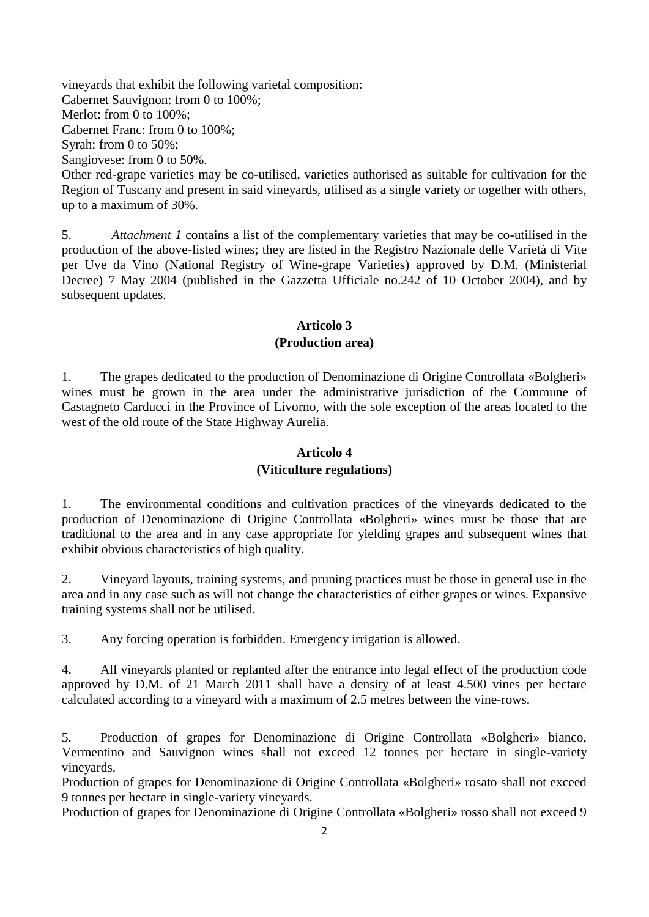vineyards that exhibit the following varietal composition:
Cabernet Sauvignon: from 0 to 100%;
Merlot: from 0 to 100%;
Cabernet Franc: from 0 to 100%;
Syrah: from 0 to 50%;
Sangiovese: from 0 to 50%.
Other red-grape varieties may be co-utilised, varieties authorised as suitable for cultivation for the Region of Tuscany and present in said vineyards, utilised as a single variety or together with others, up to a maximum of 30%.

5. *Attachment 1* contains a list of the complementary varieties that may be co-utilised in the production of the above-listed wines; they are listed in the Registro Nazionale delle Varietà di Vite per Uve da Vino (National Registry of Wine-grape Varieties) approved by D.M. (Ministerial Decree) 7 May 2004 (published in the Gazzetta Ufficiale no.242 of 10 October 2004), and by subsequent updates.

## Articolo 3
## (Production area)

1. The grapes dedicated to the production of Denominazione di Origine Controllata «Bolgheri» wines must be grown in the area under the administrative jurisdiction of the Commune of Castagneto Carducci in the Province of Livorno, with the sole exception of the areas located to the west of the old route of the State Highway Aurelia.

## Articolo 4
## (Viticulture regulations)

1. The environmental conditions and cultivation practices of the vineyards dedicated to the production of Denominazione di Origine Controllata «Bolgheri» wines must be those that are traditional to the area and in any case appropriate for yielding grapes and subsequent wines that exhibit obvious characteristics of high quality.

2. Vineyard layouts, training systems, and pruning practices must be those in general use in the area and in any case such as will not change the characteristics of either grapes or wines. Expansive training systems shall not be utilised.

3. Any forcing operation is forbidden. Emergency irrigation is allowed.

4. All vineyards planted or replanted after the entrance into legal effect of the production code approved by D.M. of 21 March 2011 shall have a density of at least 4.500 vines per hectare calculated according to a vineyard with a maximum of 2.5 metres between the vine-rows.

5. Production of grapes for Denominazione di Origine Controllata «Bolgheri» bianco, Vermentino and Sauvignon wines shall not exceed 12 tonnes per hectare in single-variety vineyards.
Production of grapes for Denominazione di Origine Controllata «Bolgheri» rosato shall not exceed 9 tonnes per hectare in single-variety vineyards.
Production of grapes for Denominazione di Origine Controllata «Bolgheri» rosso shall not exceed 9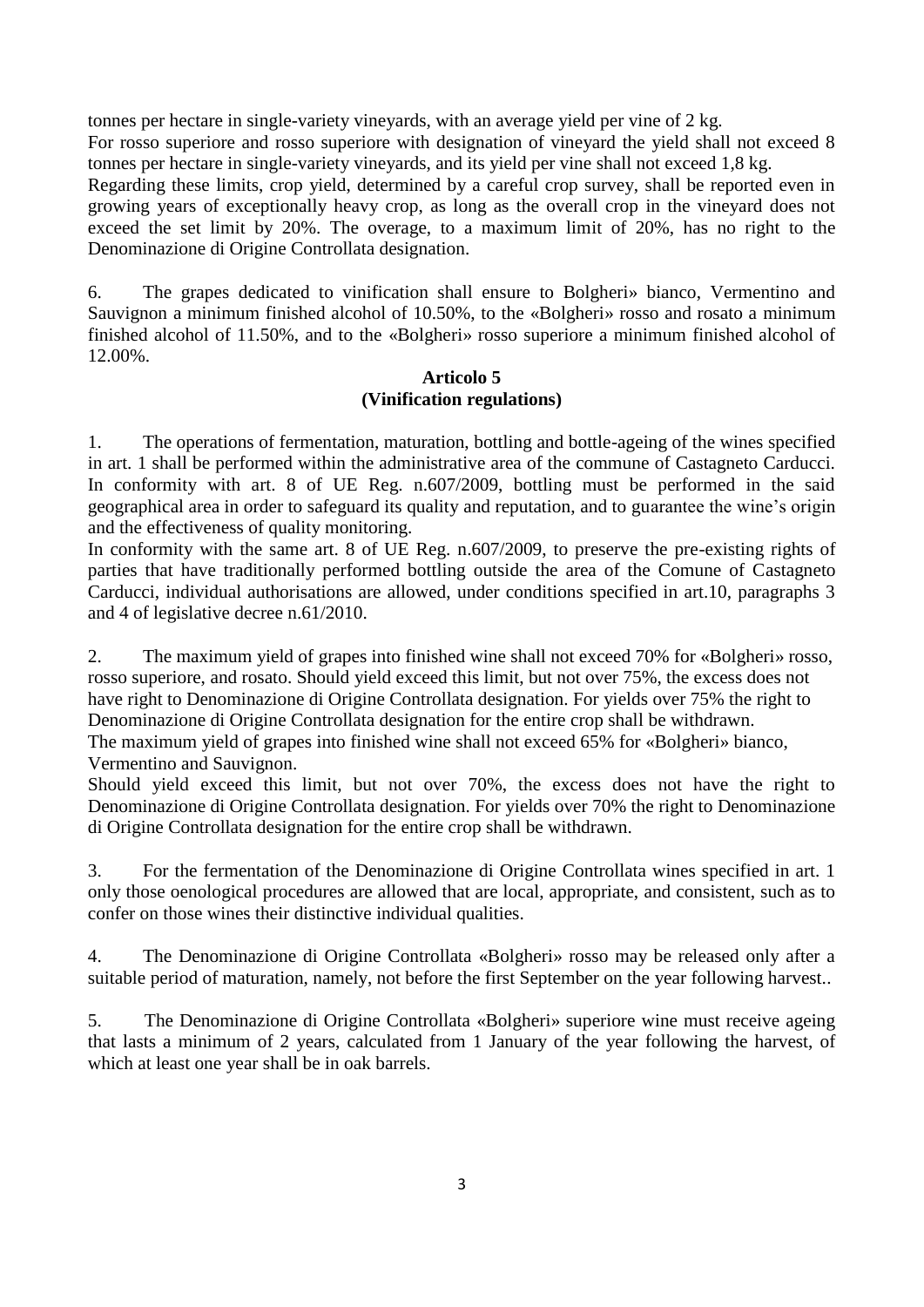tonnes per hectare in single-variety vineyards, with an average yield per vine of 2 kg.
For rosso superiore and rosso superiore with designation of vineyard the yield shall not exceed 8 tonnes per hectare in single-variety vineyards, and its yield per vine shall not exceed 1,8 kg.
Regarding these limits, crop yield, determined by a careful crop survey, shall be reported even in growing years of exceptionally heavy crop, as long as the overall crop in the vineyard does not exceed the set limit by 20%. The overage, to a maximum limit of 20%, has no right to the Denominazione di Origine Controllata designation.

6. The grapes dedicated to vinification shall ensure to Bolgheri» bianco, Vermentino and Sauvignon a minimum finished alcohol of 10.50%, to the «Bolgheri» rosso and rosato a minimum finished alcohol of 11.50%, and to the «Bolgheri» rosso superiore a minimum finished alcohol of 12.00%.

**Articolo 5**
**(Vinification regulations)**

1. The operations of fermentation, maturation, bottling and bottle-ageing of the wines specified in art. 1 shall be performed within the administrative area of the commune of Castagneto Carducci. In conformity with art. 8 of UE Reg. n.607/2009, bottling must be performed in the said geographical area in order to safeguard its quality and reputation, and to guarantee the wine's origin and the effectiveness of quality monitoring.
In conformity with the same art. 8 of UE Reg. n.607/2009, to preserve the pre-existing rights of parties that have traditionally performed bottling outside the area of the Comune of Castagneto Carducci, individual authorisations are allowed, under conditions specified in art.10, paragraphs 3 and 4 of legislative decree n.61/2010.

2. The maximum yield of grapes into finished wine shall not exceed 70% for «Bolgheri» rosso, rosso superiore, and rosato. Should yield exceed this limit, but not over 75%, the excess does not have right to Denominazione di Origine Controllata designation. For yields over 75% the right to Denominazione di Origine Controllata designation for the entire crop shall be withdrawn.
The maximum yield of grapes into finished wine shall not exceed 65% for «Bolgheri» bianco, Vermentino and Sauvignon.
Should yield exceed this limit, but not over 70%, the excess does not have the right to Denominazione di Origine Controllata designation. For yields over 70% the right to Denominazione di Origine Controllata designation for the entire crop shall be withdrawn.

3. For the fermentation of the Denominazione di Origine Controllata wines specified in art. 1 only those oenological procedures are allowed that are local, appropriate, and consistent, such as to confer on those wines their distinctive individual qualities.

4. The Denominazione di Origine Controllata «Bolgheri» rosso may be released only after a suitable period of maturation, namely, not before the first September on the year following harvest..

5. The Denominazione di Origine Controllata «Bolgheri» superiore wine must receive ageing that lasts a minimum of 2 years, calculated from 1 January of the year following the harvest, of which at least one year shall be in oak barrels.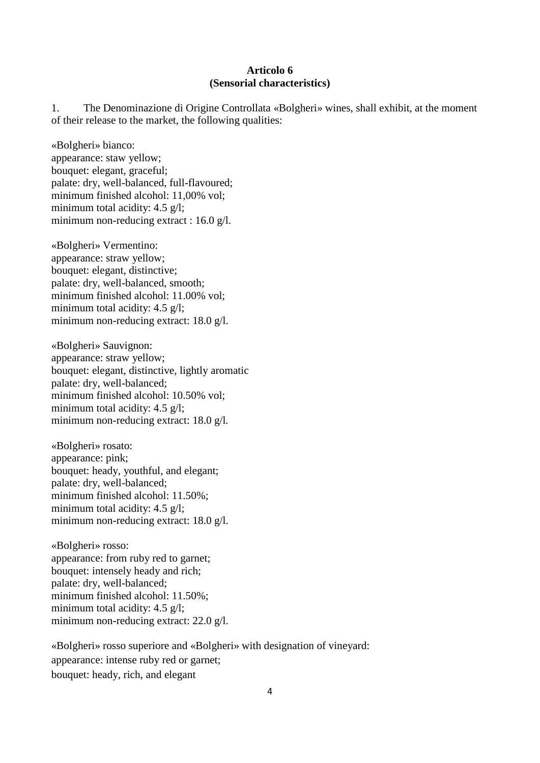**Articolo 6**
**(Sensorial characteristics)**

1. The Denominazione di Origine Controllata «Bolgheri» wines, shall exhibit, at the moment of their release to the market, the following qualities:

«Bolgheri» bianco:
appearance: staw yellow;
bouquet: elegant, graceful;
palate: dry, well-balanced, full-flavoured;
minimum finished alcohol: 11,00% vol;
minimum total acidity: 4.5 g/l;
minimum non-reducing extract : 16.0 g/l.

«Bolgheri» Vermentino:
appearance: straw yellow;
bouquet: elegant, distinctive;
palate: dry, well-balanced, smooth;
minimum finished alcohol: 11.00% vol;
minimum total acidity: 4.5 g/l;
minimum non-reducing extract: 18.0 g/l.

«Bolgheri» Sauvignon:
appearance: straw yellow;
bouquet: elegant, distinctive, lightly aromatic
palate: dry, well-balanced;
minimum finished alcohol: 10.50% vol;
minimum total acidity: 4.5 g/l;
minimum non-reducing extract: 18.0 g/l.

«Bolgheri» rosato:
appearance: pink;
bouquet: heady, youthful, and elegant;
palate: dry, well-balanced;
minimum finished alcohol: 11.50%;
minimum total acidity: 4.5 g/l;
minimum non-reducing extract: 18.0 g/l.

«Bolgheri» rosso:
appearance: from ruby red to garnet;
bouquet: intensely heady and rich;
palate: dry, well-balanced;
minimum finished alcohol: 11.50%;
minimum total acidity: 4.5 g/l;
minimum non-reducing extract: 22.0 g/l.

«Bolgheri» rosso superiore and «Bolgheri» with designation of vineyard:
appearance: intense ruby red or garnet;
bouquet: heady, rich, and elegant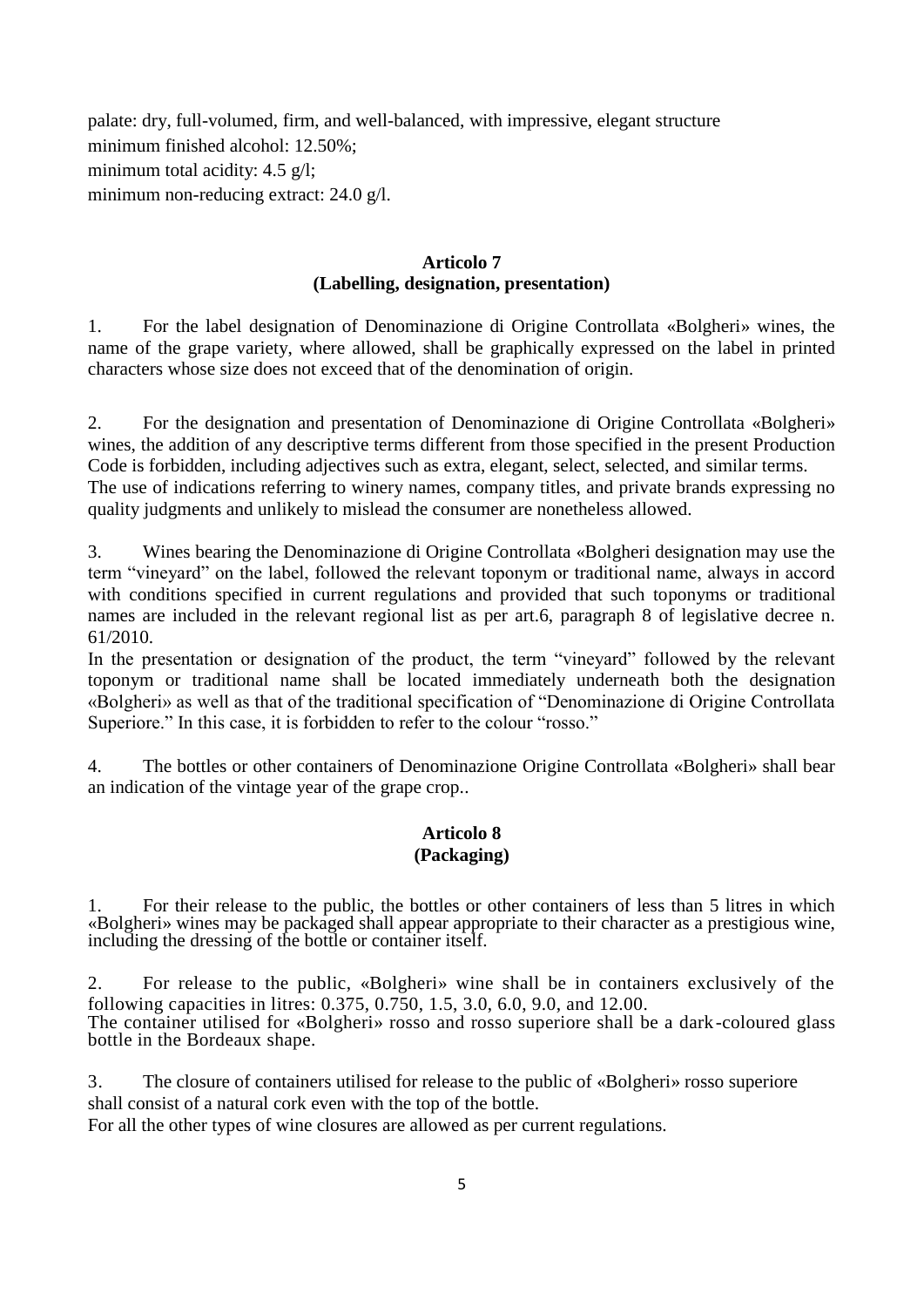palate: dry, full-volumed, firm, and well-balanced, with impressive, elegant structure
minimum finished alcohol: 12.50%;
minimum total acidity: 4.5 g/l;
minimum non-reducing extract: 24.0 g/l.

## Articolo 7
## (Labelling, designation, presentation)

1. For the label designation of Denominazione di Origine Controllata «Bolgheri» wines, the name of the grape variety, where allowed, shall be graphically expressed on the label in printed characters whose size does not exceed that of the denomination of origin.

2. For the designation and presentation of Denominazione di Origine Controllata «Bolgheri» wines, the addition of any descriptive terms different from those specified in the present Production Code is forbidden, including adjectives such as extra, elegant, select, selected, and similar terms.
The use of indications referring to winery names, company titles, and private brands expressing no quality judgments and unlikely to mislead the consumer are nonetheless allowed.

3. Wines bearing the Denominazione di Origine Controllata «Bolgheri designation may use the term "vineyard" on the label, followed the relevant toponym or traditional name, always in accord with conditions specified in current regulations and provided that such toponyms or traditional names are included in the relevant regional list as per art.6, paragraph 8 of legislative decree n. 61/2010.
In the presentation or designation of the product, the term "vineyard" followed by the relevant toponym or traditional name shall be located immediately underneath both the designation «Bolgheri» as well as that of the traditional specification of "Denominazione di Origine Controllata Superiore." In this case, it is forbidden to refer to the colour "rosso."

4. The bottles or other containers of Denominazione Origine Controllata «Bolgheri» shall bear an indication of the vintage year of the grape crop..

## Articolo 8
## (Packaging)

1. For their release to the public, the bottles or other containers of less than 5 litres in which «Bolgheri» wines may be packaged shall appear appropriate to their character as a prestigious wine, including the dressing of the bottle or container itself.

2. For release to the public, «Bolgheri» wine shall be in containers exclusively of the following capacities in litres: 0.375, 0.750, 1.5, 3.0, 6.0, 9.0, and 12.00.
The container utilised for «Bolgheri» rosso and rosso superiore shall be a dark-coloured glass bottle in the Bordeaux shape.

3. The closure of containers utilised for release to the public of «Bolgheri» rosso superiore shall consist of a natural cork even with the top of the bottle.
For all the other types of wine closures are allowed as per current regulations.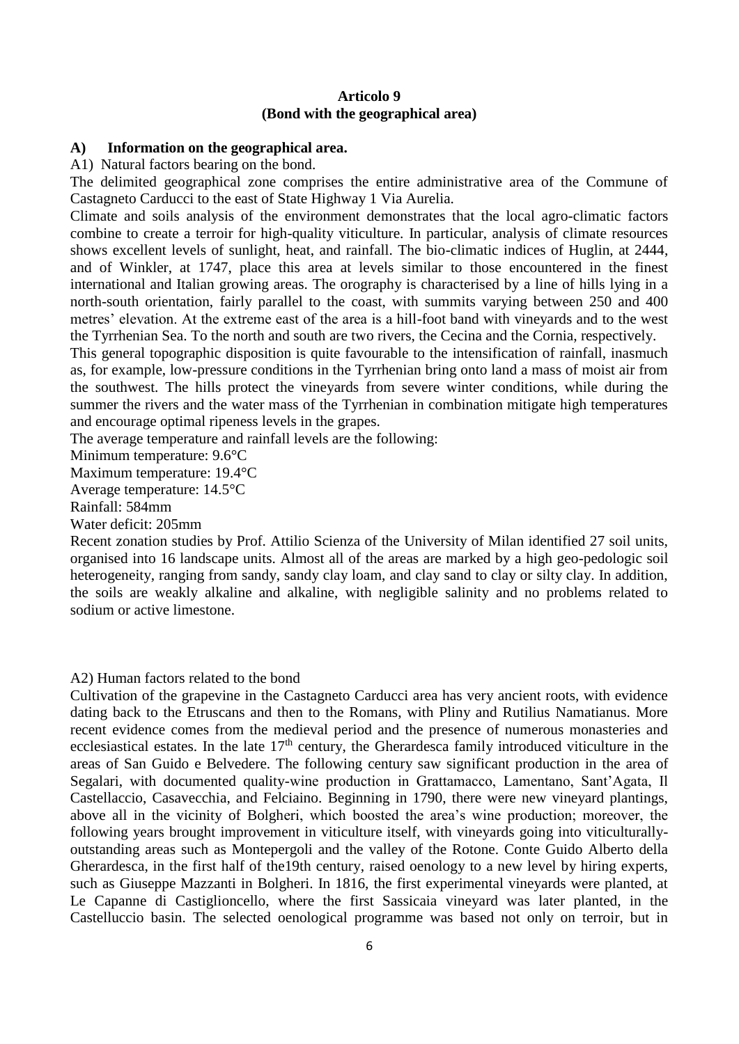# Articolo 9
## (Bond with the geographical area)

### A) Information on the geographical area.

A1) Natural factors bearing on the bond.

The delimited geographical zone comprises the entire administrative area of the Commune of Castagneto Carducci to the east of State Highway 1 Via Aurelia.

Climate and soils analysis of the environment demonstrates that the local agro-climatic factors combine to create a terroir for high-quality viticulture. In particular, analysis of climate resources shows excellent levels of sunlight, heat, and rainfall. The bio-climatic indices of Huglin, at 2444, and of Winkler, at 1747, place this area at levels similar to those encountered in the finest international and Italian growing areas. The orography is characterised by a line of hills lying in a north-south orientation, fairly parallel to the coast, with summits varying between 250 and 400 metres' elevation. At the extreme east of the area is a hill-foot band with vineyards and to the west the Tyrrhenian Sea. To the north and south are two rivers, the Cecina and the Cornia, respectively.

This general topographic disposition is quite favourable to the intensification of rainfall, inasmuch as, for example, low-pressure conditions in the Tyrrhenian bring onto land a mass of moist air from the southwest. The hills protect the vineyards from severe winter conditions, while during the summer the rivers and the water mass of the Tyrrhenian in combination mitigate high temperatures and encourage optimal ripeness levels in the grapes.

The average temperature and rainfall levels are the following:

Minimum temperature: 9.6°C

Maximum temperature: 19.4°C

Average temperature: 14.5°C

Rainfall: 584mm

Water deficit: 205mm

Recent zonation studies by Prof. Attilio Scienza of the University of Milan identified 27 soil units, organised into 16 landscape units. Almost all of the areas are marked by a high geo-pedologic soil heterogeneity, ranging from sandy, sandy clay loam, and clay sand to clay or silty clay. In addition, the soils are weakly alkaline and alkaline, with negligible salinity and no problems related to sodium or active limestone.

A2) Human factors related to the bond

Cultivation of the grapevine in the Castagneto Carducci area has very ancient roots, with evidence dating back to the Etruscans and then to the Romans, with Pliny and Rutilius Namatianus. More recent evidence comes from the medieval period and the presence of numerous monasteries and ecclesiastical estates. In the late 17th century, the Gherardesca family introduced viticulture in the areas of San Guido e Belvedere. The following century saw significant production in the area of Segalari, with documented quality-wine production in Grattamacco, Lamentano, Sant'Agata, Il Castellaccio, Casavecchia, and Felciaino. Beginning in 1790, there were new vineyard plantings, above all in the vicinity of Bolgheri, which boosted the area's wine production; moreover, the following years brought improvement in viticulture itself, with vineyards going into viticulturally-outstanding areas such as Montepergoli and the valley of the Rotone. Conte Guido Alberto della Gherardesca, in the first half of the19th century, raised oenology to a new level by hiring experts, such as Giuseppe Mazzanti in Bolgheri. In 1816, the first experimental vineyards were planted, at Le Capanne di Castiglioncello, where the first Sassicaia vineyard was later planted, in the Castelluccio basin. The selected oenological programme was based not only on terroir, but in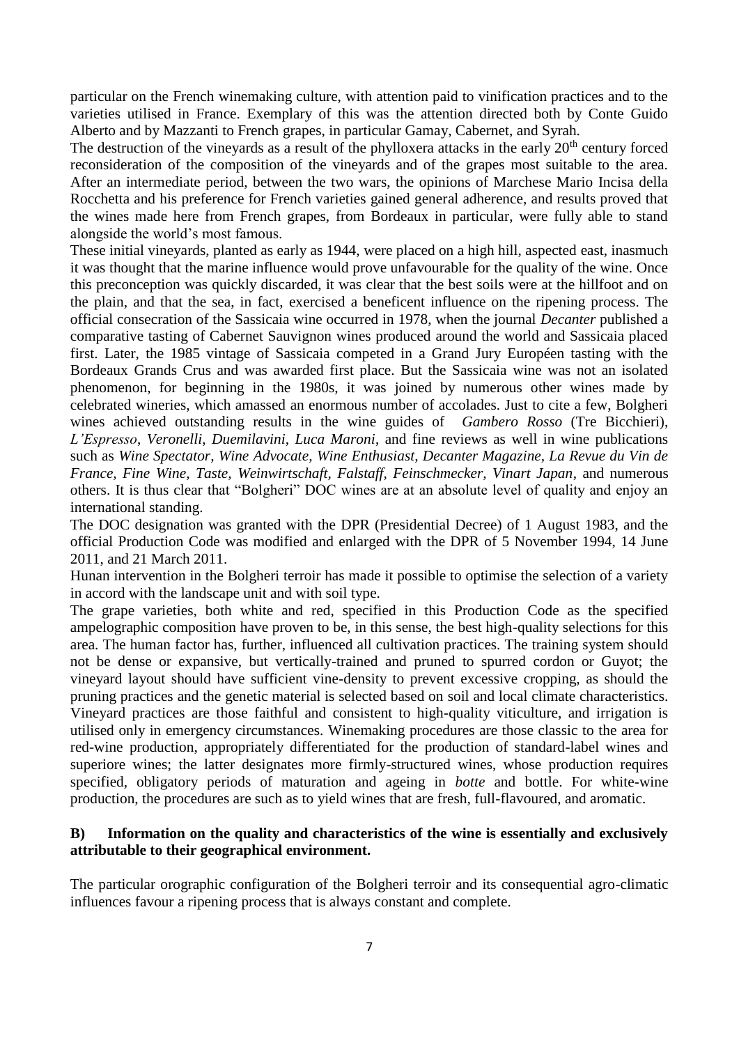particular on the French winemaking culture, with attention paid to vinification practices and to the varieties utilised in France. Exemplary of this was the attention directed both by Conte Guido Alberto and by Mazzanti to French grapes, in particular Gamay, Cabernet, and Syrah.

The destruction of the vineyards as a result of the phylloxera attacks in the early 20th century forced reconsideration of the composition of the vineyards and of the grapes most suitable to the area. After an intermediate period, between the two wars, the opinions of Marchese Mario Incisa della Rocchetta and his preference for French varieties gained general adherence, and results proved that the wines made here from French grapes, from Bordeaux in particular, were fully able to stand alongside the world's most famous.

These initial vineyards, planted as early as 1944, were placed on a high hill, aspected east, inasmuch it was thought that the marine influence would prove unfavourable for the quality of the wine. Once this preconception was quickly discarded, it was clear that the best soils were at the hillfoot and on the plain, and that the sea, in fact, exercised a beneficent influence on the ripening process. The official consecration of the Sassicaia wine occurred in 1978, when the journal *Decanter* published a comparative tasting of Cabernet Sauvignon wines produced around the world and Sassicaia placed first. Later, the 1985 vintage of Sassicaia competed in a Grand Jury Européen tasting with the Bordeaux Grands Crus and was awarded first place. But the Sassicaia wine was not an isolated phenomenon, for beginning in the 1980s, it was joined by numerous other wines made by celebrated wineries, which amassed an enormous number of accolades. Just to cite a few, Bolgheri wines achieved outstanding results in the wine guides of *Gambero Rosso* (Tre Bicchieri), *L'Espresso*, *Veronelli*, *Duemilavini*, *Luca Maroni*, and fine reviews as well in wine publications such as *Wine Spectator, Wine Advocate, Wine Enthusiast, Decanter Magazine, La Revue du Vin de France, Fine Wine, Taste, Weinwirtschaft, Falstaff, Feinschmecker, Vinart Japan*, and numerous others. It is thus clear that "Bolgheri" DOC wines are at an absolute level of quality and enjoy an international standing.

The DOC designation was granted with the DPR (Presidential Decree) of 1 August 1983, and the official Production Code was modified and enlarged with the DPR of 5 November 1994, 14 June 2011, and 21 March 2011.

Hunan intervention in the Bolgheri terroir has made it possible to optimise the selection of a variety in accord with the landscape unit and with soil type.

The grape varieties, both white and red, specified in this Production Code as the specified ampelographic composition have proven to be, in this sense, the best high-quality selections for this area. The human factor has, further, influenced all cultivation practices. The training system should not be dense or expansive, but vertically-trained and pruned to spurred cordon or Guyot; the vineyard layout should have sufficient vine-density to prevent excessive cropping, as should the pruning practices and the genetic material is selected based on soil and local climate characteristics. Vineyard practices are those faithful and consistent to high-quality viticulture, and irrigation is utilised only in emergency circumstances. Winemaking procedures are those classic to the area for red-wine production, appropriately differentiated for the production of standard-label wines and superiore wines; the latter designates more firmly-structured wines, whose production requires specified, obligatory periods of maturation and ageing in *botte* and bottle. For white-wine production, the procedures are such as to yield wines that are fresh, full-flavoured, and aromatic.

**B) Information on the quality and characteristics of the wine is essentially and exclusively attributable to their geographical environment.**

The particular orographic configuration of the Bolgheri terroir and its consequential agro-climatic influences favour a ripening process that is always constant and complete.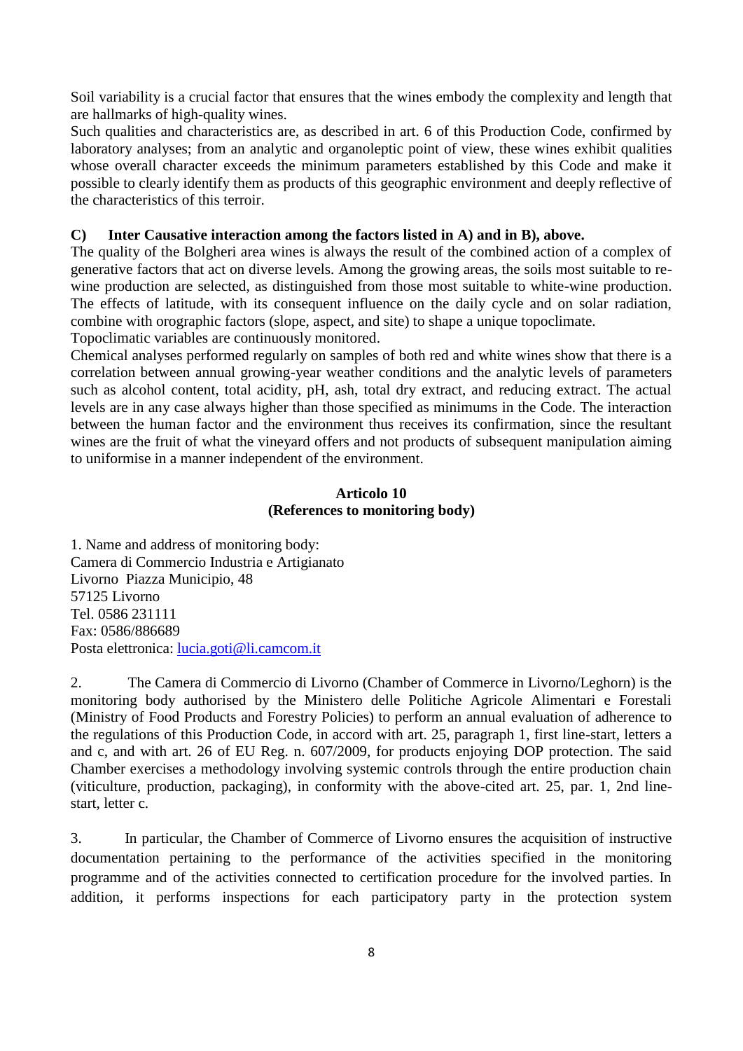Soil variability is a crucial factor that ensures that the wines embody the complexity and length that are hallmarks of high-quality wines.

Such qualities and characteristics are, as described in art. 6 of this Production Code, confirmed by laboratory analyses; from an analytic and organoleptic point of view, these wines exhibit qualities whose overall character exceeds the minimum parameters established by this Code and make it possible to clearly identify them as products of this geographic environment and deeply reflective of the characteristics of this terroir.

**C) Inter Causative interaction among the factors listed in A) and in B), above.**

The quality of the Bolgheri area wines is always the result of the combined action of a complex of generative factors that act on diverse levels. Among the growing areas, the soils most suitable to re-wine production are selected, as distinguished from those most suitable to white-wine production. The effects of latitude, with its consequent influence on the daily cycle and on solar radiation, combine with orographic factors (slope, aspect, and site) to shape a unique topoclimate.

Topoclimatic variables are continuously monitored.

Chemical analyses performed regularly on samples of both red and white wines show that there is a correlation between annual growing-year weather conditions and the analytic levels of parameters such as alcohol content, total acidity, pH, ash, total dry extract, and reducing extract. The actual levels are in any case always higher than those specified as minimums in the Code. The interaction between the human factor and the environment thus receives its confirmation, since the resultant wines are the fruit of what the vineyard offers and not products of subsequent manipulation aiming to uniformise in a manner independent of the environment.

**Articolo 10**
**(References to monitoring body)**

1. Name and address of monitoring body:
Camera di Commercio Industria e Artigianato
Livorno Piazza Municipio, 48
57125 Livorno
Tel. 0586 231111
Fax: 0586/886689
Posta elettronica: lucia.goti@li.camcom.it

2. The Camera di Commercio di Livorno (Chamber of Commerce in Livorno/Leghorn) is the monitoring body authorised by the Ministero delle Politiche Agricole Alimentari e Forestali (Ministry of Food Products and Forestry Policies) to perform an annual evaluation of adherence to the regulations of this Production Code, in accord with art. 25, paragraph 1, first line-start, letters a and c, and with art. 26 of EU Reg. n. 607/2009, for products enjoying DOP protection. The said Chamber exercises a methodology involving systemic controls through the entire production chain (viticulture, production, packaging), in conformity with the above-cited art. 25, par. 1, 2nd line-start, letter c.

3. In particular, the Chamber of Commerce of Livorno ensures the acquisition of instructive documentation pertaining to the performance of the activities specified in the monitoring programme and of the activities connected to certification procedure for the involved parties. In addition, it performs inspections for each participatory party in the protection system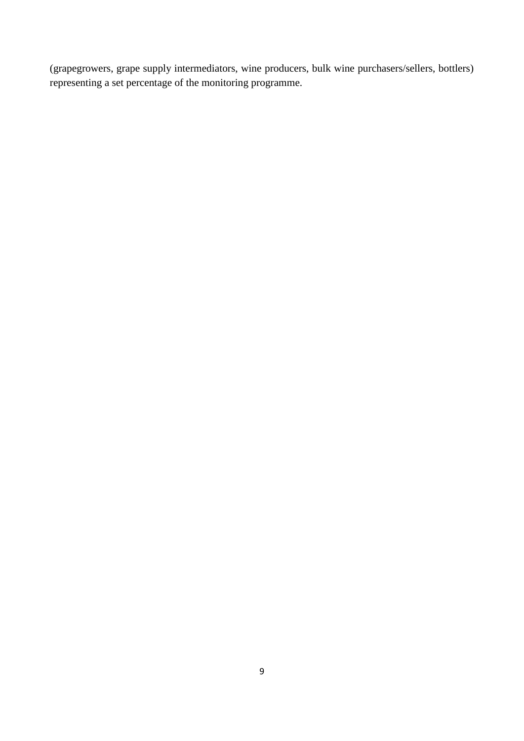(grapegrowers, grape supply intermediators, wine producers, bulk wine purchasers/sellers, bottlers) representing a set percentage of the monitoring programme.